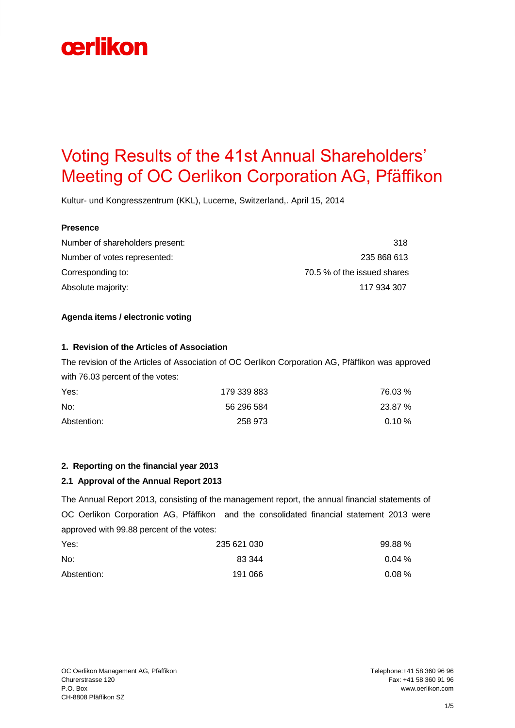oerlikon

# Voting Results of the 41st Annual Shareholders' Meeting of OC Oerlikon Corporation AG, Pfäffikon

Kultur- und Kongresszentrum (KKL), Lucerne, Switzerland,. April 15, 2014

**Presence**

| | |
|---|---|
| Number of shareholders present: | 318 |
| Number of votes represented: | 235 868 613 |
| Corresponding to: | 70.5 % of the issued shares |
| Absolute majority: | 117 934 307 |

**Agenda items / electronic voting**

**1. Revision of the Articles of Association**

The revision of the Articles of Association of OC Oerlikon Corporation AG, Pfäffikon was approved with 76.03 percent of the votes:

| | | |
|---|---|---|
| Yes: | 179 339 883 | 76.03 % |
| No: | 56 296 584 | 23.87 % |
| Abstention: | 258 973 | 0.10 % |

**2. Reporting on the financial year 2013**

**2.1 Approval of the Annual Report 2013**

The Annual Report 2013, consisting of the management report, the annual financial statements of OC Oerlikon Corporation AG, Pfäffikon and the consolidated financial statement 2013 were approved with 99.88 percent of the votes:

| | | |
|---|---|---|
| Yes: | 235 621 030 | 99.88 % |
| No: | 83 344 | 0.04 % |
| Abstention: | 191 066 | 0.08 % |

OC Oerlikon Management AG, Pfäffikon
Churerstrasse 120
P.O. Box
CH-8808 Pfäffikon SZ

Telephone:+41 58 360 96 96
Fax: +41 58 360 91 96
www.oerlikon.com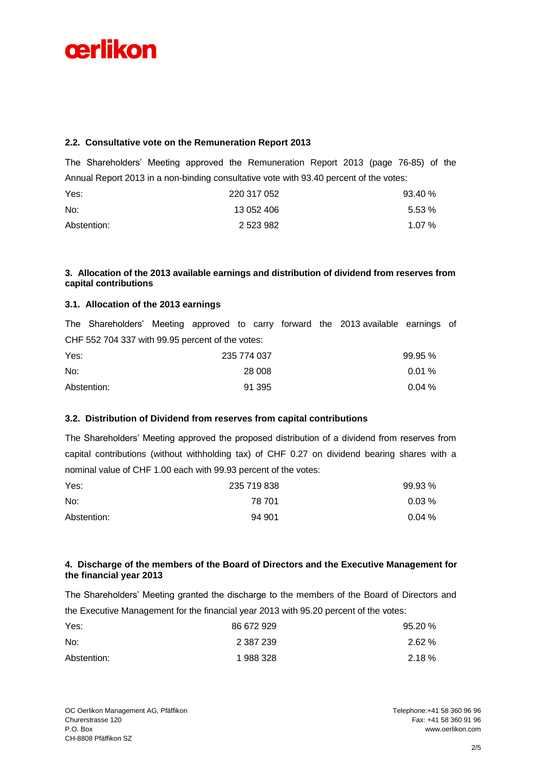### 2.2. Consultative vote on the Remuneration Report 2013

The Shareholders' Meeting approved the Remuneration Report 2013 (page 76-85) of the Annual Report 2013 in a non-binding consultative vote with 93.40 percent of the votes:

| | | |
|---|---|---|
| Yes: | 220 317 052 | 93.40 % |
| No: | 13 052 406 | 5.53 % |
| Abstention: | 2 523 982 | 1.07 % |

## 3. Allocation of the 2013 available earnings and distribution of dividend from reserves from capital contributions

### 3.1. Allocation of the 2013 earnings

The Shareholders' Meeting approved to carry forward the 2013 available earnings of CHF 552 704 337 with 99.95 percent of the votes:

| | | |
|---|---|---|
| Yes: | 235 774 037 | 99.95 % |
| No: | 28 008 | 0.01 % |
| Abstention: | 91 395 | 0.04 % |

### 3.2. Distribution of Dividend from reserves from capital contributions

The Shareholders' Meeting approved the proposed distribution of a dividend from reserves from capital contributions (without withholding tax) of CHF 0.27 on dividend bearing shares with a nominal value of CHF 1.00 each with 99.93 percent of the votes:

| | | |
|---|---|---|
| Yes: | 235 719 838 | 99.93 % |
| No: | 78 701 | 0.03 % |
| Abstention: | 94 901 | 0.04 % |

## 4. Discharge of the members of the Board of Directors and the Executive Management for the financial year 2013

The Shareholders' Meeting granted the discharge to the members of the Board of Directors and the Executive Management for the financial year 2013 with 95.20 percent of the votes:

| | | |
|---|---|---|
| Yes: | 86 672 929 | 95.20 % |
| No: | 2 387 239 | 2.62 % |
| Abstention: | 1 988 328 | 2.18 % |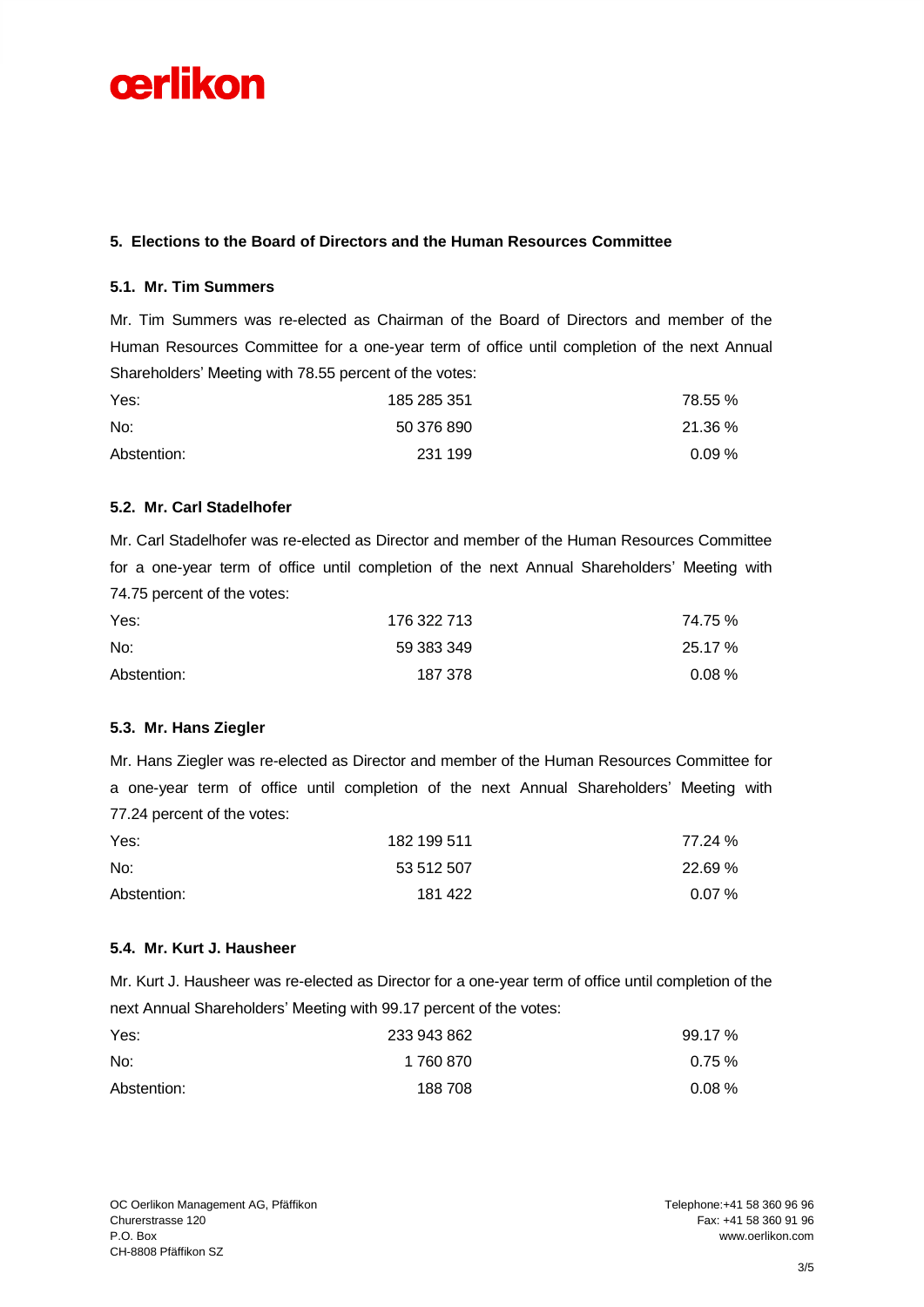## 5. Elections to the Board of Directors and the Human Resources Committee

### 5.1. Mr. Tim Summers

Mr. Tim Summers was re-elected as Chairman of the Board of Directors and member of the Human Resources Committee for a one-year term of office until completion of the next Annual Shareholders' Meeting with 78.55 percent of the votes:

| | | |
|---|---|---|
| Yes: | 185 285 351 | 78.55 % |
| No: | 50 376 890 | 21.36 % |
| Abstention: | 231 199 | 0.09 % |

### 5.2. Mr. Carl Stadelhofer

Mr. Carl Stadelhofer was re-elected as Director and member of the Human Resources Committee for a one-year term of office until completion of the next Annual Shareholders' Meeting with 74.75 percent of the votes:

| | | |
|---|---|---|
| Yes: | 176 322 713 | 74.75 % |
| No: | 59 383 349 | 25.17 % |
| Abstention: | 187 378 | 0.08 % |

### 5.3. Mr. Hans Ziegler

Mr. Hans Ziegler was re-elected as Director and member of the Human Resources Committee for a one-year term of office until completion of the next Annual Shareholders' Meeting with 77.24 percent of the votes:

| | | |
|---|---|---|
| Yes: | 182 199 511 | 77.24 % |
| No: | 53 512 507 | 22.69 % |
| Abstention: | 181 422 | 0.07 % |

### 5.4. Mr. Kurt J. Hausheer

Mr. Kurt J. Hausheer was re-elected as Director for a one-year term of office until completion of the next Annual Shareholders' Meeting with 99.17 percent of the votes:

| | | |
|---|---|---|
| Yes: | 233 943 862 | 99.17 % |
| No: | 1 760 870 | 0.75 % |
| Abstention: | 188 708 | 0.08 % |

OC Oerlikon Management AG, Pfäffikon
Churerstrasse 120
P.O. Box
CH-8808 Pfäffikon SZ

Telephone:+41 58 360 96 96
Fax: +41 58 360 91 96
www.oerlikon.com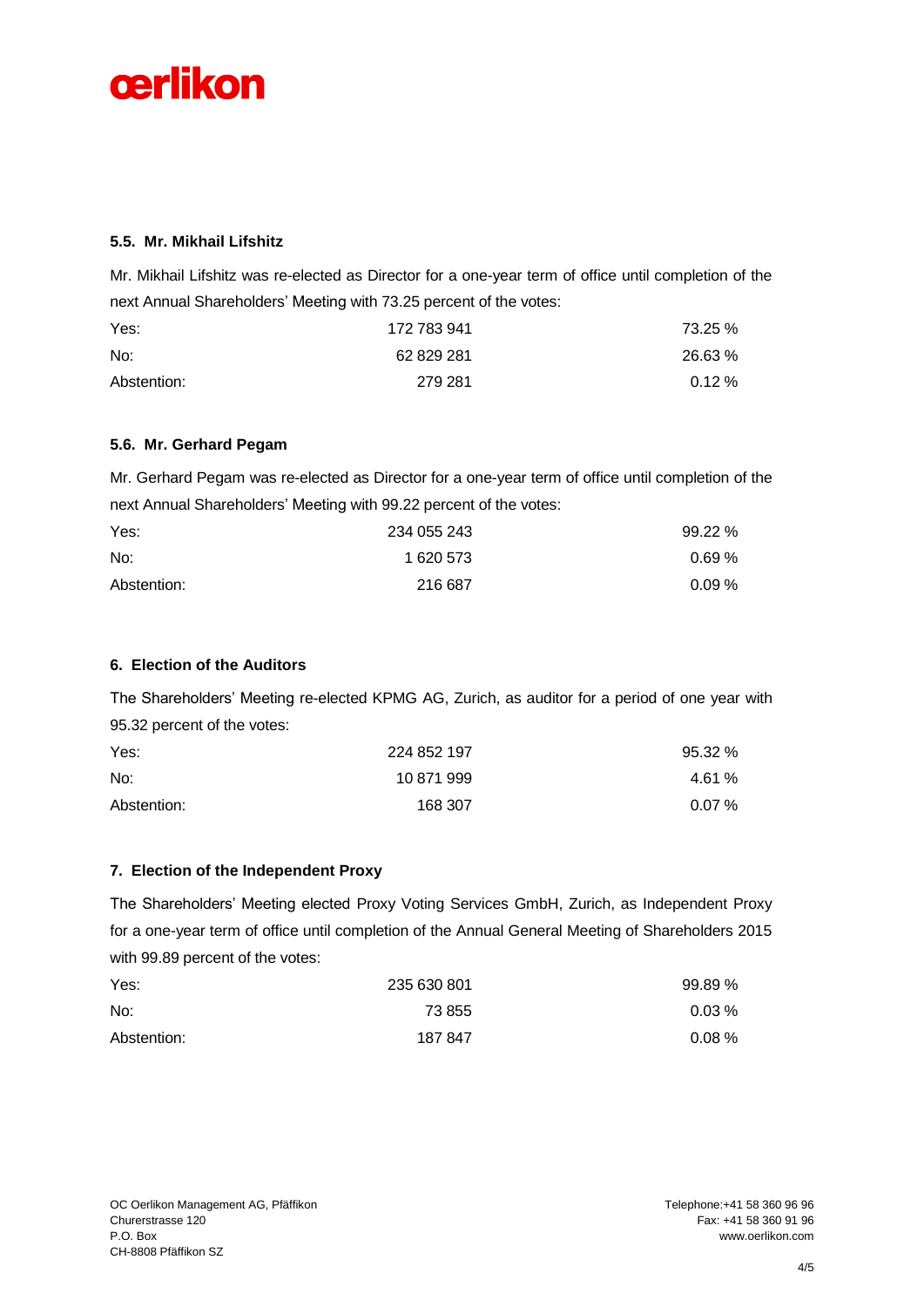### 5.5. Mr. Mikhail Lifshitz

Mr. Mikhail Lifshitz was re-elected as Director for a one-year term of office until completion of the next Annual Shareholders' Meeting with 73.25 percent of the votes:

| | | |
|---|---|---|
| Yes: | 172 783 941 | 73.25 % |
| No: | 62 829 281 | 26.63 % |
| Abstention: | 279 281 | 0.12 % |

### 5.6. Mr. Gerhard Pegam

Mr. Gerhard Pegam was re-elected as Director for a one-year term of office until completion of the next Annual Shareholders' Meeting with 99.22 percent of the votes:

| | | |
|---|---|---|
| Yes: | 234 055 243 | 99.22 % |
| No: | 1 620 573 | 0.69 % |
| Abstention: | 216 687 | 0.09 % |

## 6. Election of the Auditors

The Shareholders' Meeting re-elected KPMG AG, Zurich, as auditor for a period of one year with 95.32 percent of the votes:

| | | |
|---|---|---|
| Yes: | 224 852 197 | 95.32 % |
| No: | 10 871 999 | 4.61 % |
| Abstention: | 168 307 | 0.07 % |

## 7. Election of the Independent Proxy

The Shareholders' Meeting elected Proxy Voting Services GmbH, Zurich, as Independent Proxy for a one-year term of office until completion of the Annual General Meeting of Shareholders 2015 with 99.89 percent of the votes:

| | | |
|---|---|---|
| Yes: | 235 630 801 | 99.89 % |
| No: | 73 855 | 0.03 % |
| Abstention: | 187 847 | 0.08 % |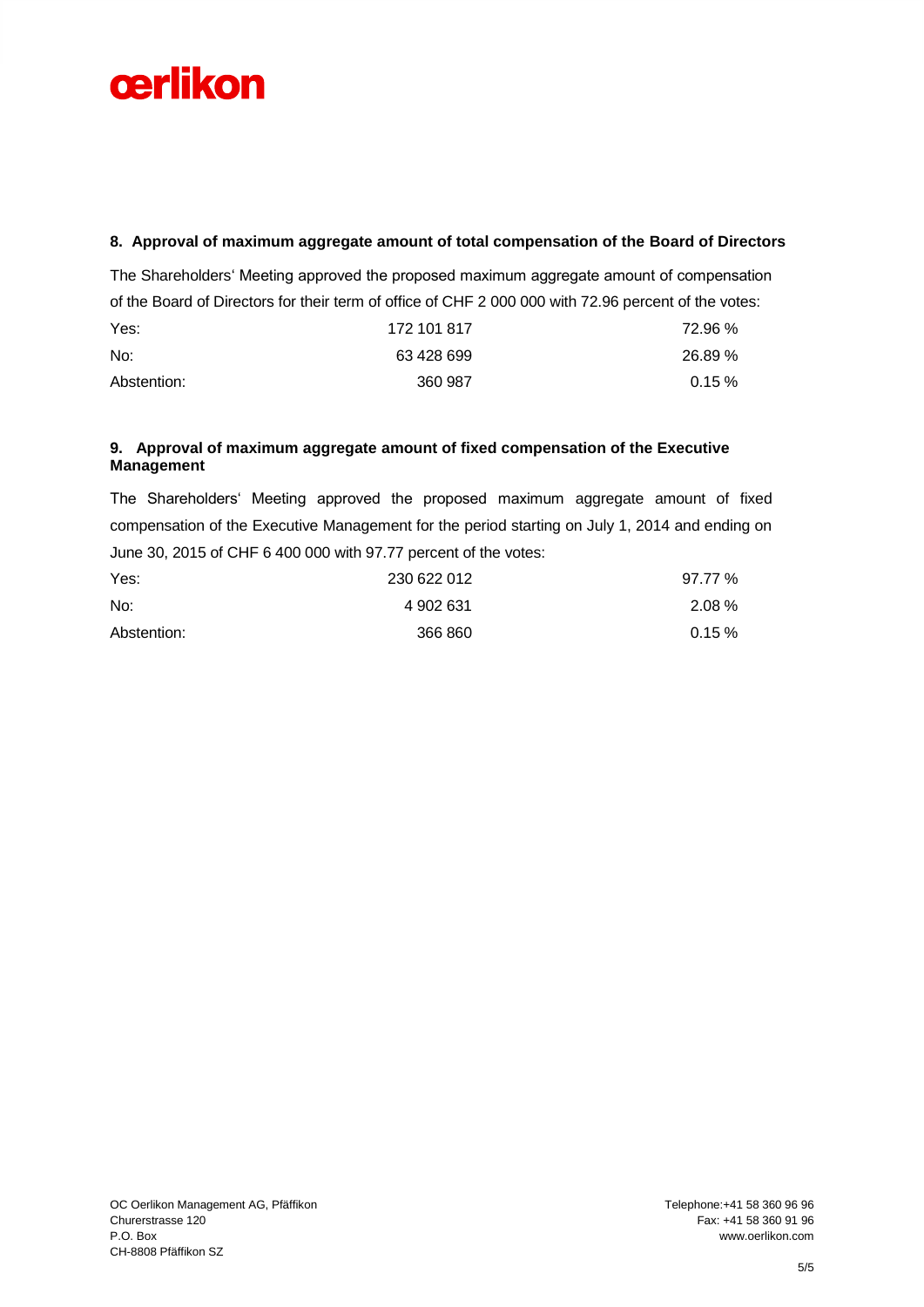### 8. Approval of maximum aggregate amount of total compensation of the Board of Directors

The Shareholders' Meeting approved the proposed maximum aggregate amount of compensation of the Board of Directors for their term of office of CHF 2 000 000 with 72.96 percent of the votes:

| | | |
|---|---|---|
| Yes: | 172 101 817 | 72.96 % |
| No: | 63 428 699 | 26.89 % |
| Abstention: | 360 987 | 0.15 % |

### 9. Approval of maximum aggregate amount of fixed compensation of the Executive Management

The Shareholders' Meeting approved the proposed maximum aggregate amount of fixed compensation of the Executive Management for the period starting on July 1, 2014 and ending on June 30, 2015 of CHF 6 400 000 with 97.77 percent of the votes:

| | | |
|---|---|---|
| Yes: | 230 622 012 | 97.77 % |
| No: | 4 902 631 | 2.08 % |
| Abstention: | 366 860 | 0.15 % |